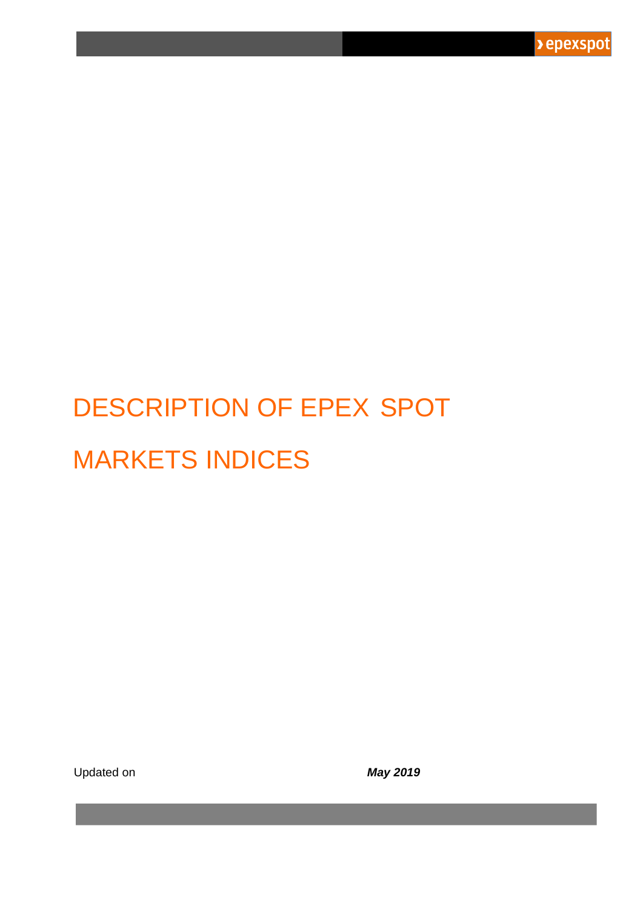# DESCRIPTION OF EPEX SPOT MARKETS INDICES

Updated on ***May 2019***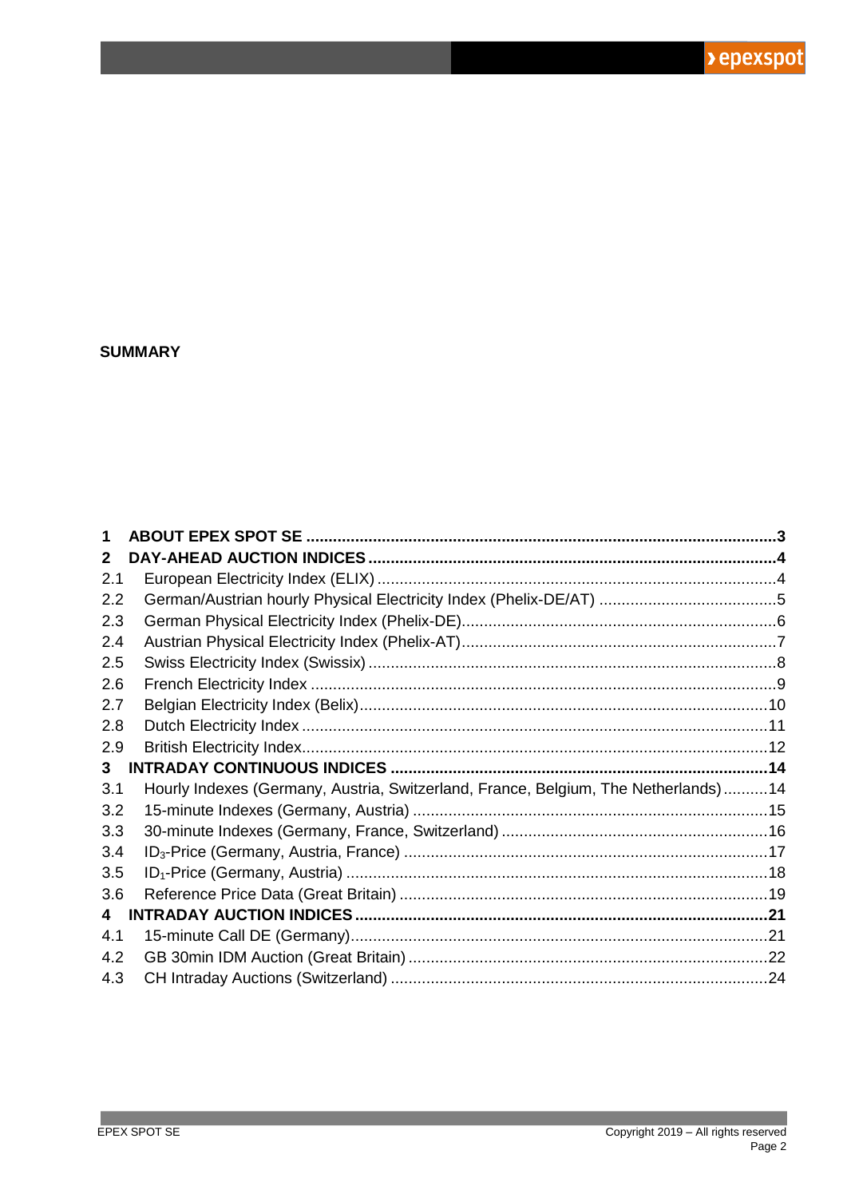**SUMMARY**

| | | |
|---|---|---|
| **1** | **ABOUT EPEX SPOT SE** | **3** |
| **2** | **DAY-AHEAD AUCTION INDICES** | **4** |
| 2.1 | European Electricity Index (ELIX) | 4 |
| 2.2 | German/Austrian hourly Physical Electricity Index (Phelix-DE/AT) | 5 |
| 2.3 | German Physical Electricity Index (Phelix-DE) | 6 |
| 2.4 | Austrian Physical Electricity Index (Phelix-AT) | 7 |
| 2.5 | Swiss Electricity Index (Swissix) | 8 |
| 2.6 | French Electricity Index | 9 |
| 2.7 | Belgian Electricity Index (Belix) | 10 |
| 2.8 | Dutch Electricity Index | 11 |
| 2.9 | British Electricity Index | 12 |
| **3** | **INTRADAY CONTINUOUS INDICES** | **14** |
| 3.1 | Hourly Indexes (Germany, Austria, Switzerland, France, Belgium, The Netherlands) | 14 |
| 3.2 | 15-minute Indexes (Germany, Austria) | 15 |
| 3.3 | 30-minute Indexes (Germany, France, Switzerland) | 16 |
| 3.4 | $ID_3$-Price (Germany, Austria, France) | 17 |
| 3.5 | $ID_1$-Price (Germany, Austria) | 18 |
| 3.6 | Reference Price Data (Great Britain) | 19 |
| **4** | **INTRADAY AUCTION INDICES** | **21** |
| 4.1 | 15-minute Call DE (Germany) | 21 |
| 4.2 | GB 30min IDM Auction (Great Britain) | 22 |
| 4.3 | CH Intraday Auctions (Switzerland) | 24 |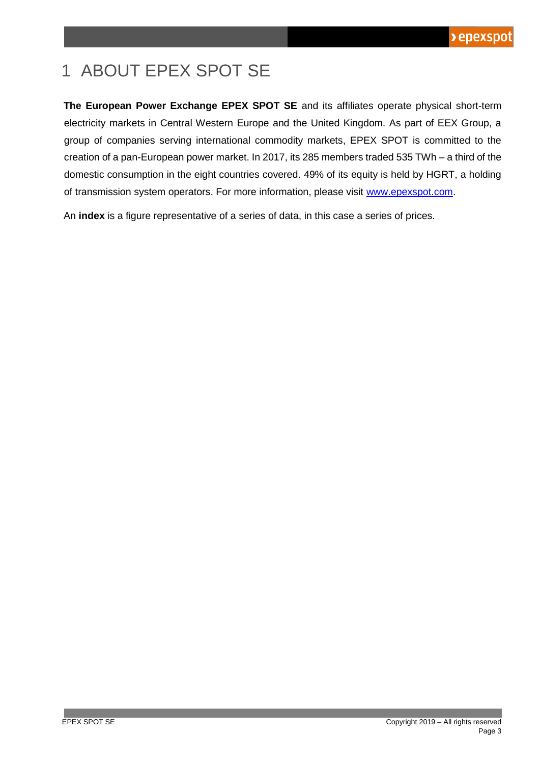# 1 ABOUT EPEX SPOT SE

**The European Power Exchange EPEX SPOT SE** and its affiliates operate physical short-term electricity markets in Central Western Europe and the United Kingdom. As part of EEX Group, a group of companies serving international commodity markets, EPEX SPOT is committed to the creation of a pan-European power market. In 2017, its 285 members traded 535 TWh – a third of the domestic consumption in the eight countries covered. 49% of its equity is held by HGRT, a holding of transmission system operators. For more information, please visit [www.epexspot.com](http://www.epexspot.com).

An **index** is a figure representative of a series of data, in this case a series of prices.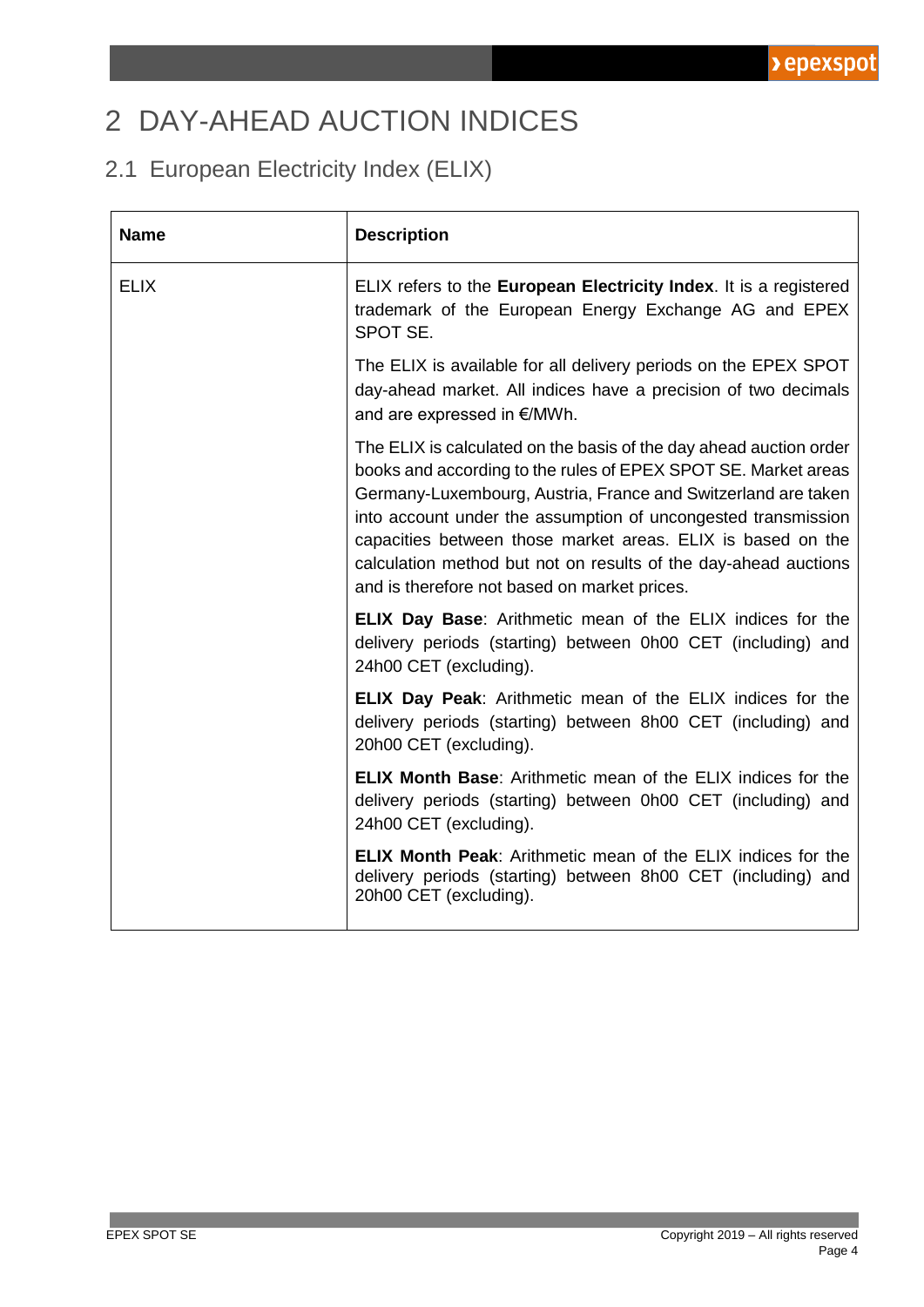# 2 DAY-AHEAD AUCTION INDICES

## 2.1 European Electricity Index (ELIX)

| Name | Description |
|---|---|
| ELIX | ELIX refers to the **European Electricity Index**. It is a registered trademark of the European Energy Exchange AG and EPEX SPOT SE.<br><br>The ELIX is available for all delivery periods on the EPEX SPOT day-ahead market. All indices have a precision of two decimals and are expressed in €/MWh.<br><br>The ELIX is calculated on the basis of the day ahead auction order books and according to the rules of EPEX SPOT SE. Market areas Germany-Luxembourg, Austria, France and Switzerland are taken into account under the assumption of uncongested transmission capacities between those market areas. ELIX is based on the calculation method but not on results of the day-ahead auctions and is therefore not based on market prices.<br><br>**ELIX Day Base**: Arithmetic mean of the ELIX indices for the delivery periods (starting) between 0h00 CET (including) and 24h00 CET (excluding).<br><br>**ELIX Day Peak**: Arithmetic mean of the ELIX indices for the delivery periods (starting) between 8h00 CET (including) and 20h00 CET (excluding).<br><br>**ELIX Month Base**: Arithmetic mean of the ELIX indices for the delivery periods (starting) between 0h00 CET (including) and 24h00 CET (excluding).<br><br>**ELIX Month Peak**: Arithmetic mean of the ELIX indices for the delivery periods (starting) between 8h00 CET (including) and 20h00 CET (excluding). |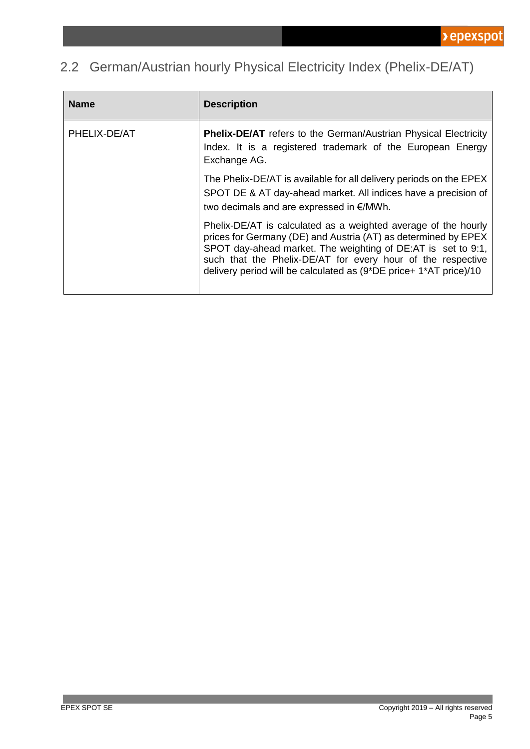## 2.2 German/Austrian hourly Physical Electricity Index (Phelix-DE/AT)

| Name | Description |
|---|---|
| PHELIX-DE/AT | **Phelix-DE/AT** refers to the German/Austrian Physical Electricity Index. It is a registered trademark of the European Energy Exchange AG.<br><br>The Phelix-DE/AT is available for all delivery periods on the EPEX SPOT DE & AT day-ahead market. All indices have a precision of two decimals and are expressed in €/MWh.<br><br>Phelix-DE/AT is calculated as a weighted average of the hourly prices for Germany (DE) and Austria (AT) as determined by EPEX SPOT day-ahead market. The weighting of DE:AT is set to 9:1, such that the Phelix-DE/AT for every hour of the respective delivery period will be calculated as (9*DE price+ 1*AT price)/10 |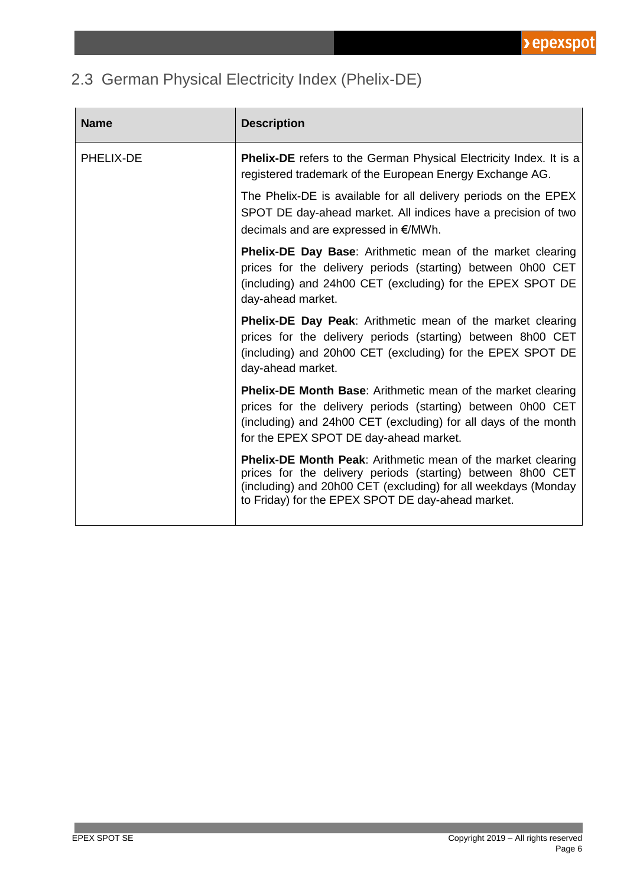## 2.3 German Physical Electricity Index (Phelix-DE)

| Name | Description |
| --- | --- |
| PHELIX-DE | **Phelix-DE** refers to the German Physical Electricity Index. It is a registered trademark of the European Energy Exchange AG.<br><br>The Phelix-DE is available for all delivery periods on the EPEX SPOT DE day-ahead market. All indices have a precision of two decimals and are expressed in €/MWh.<br><br>**Phelix-DE Day Base**: Arithmetic mean of the market clearing prices for the delivery periods (starting) between 0h00 CET (including) and 24h00 CET (excluding) for the EPEX SPOT DE day-ahead market.<br><br>**Phelix-DE Day Peak**: Arithmetic mean of the market clearing prices for the delivery periods (starting) between 8h00 CET (including) and 20h00 CET (excluding) for the EPEX SPOT DE day-ahead market.<br><br>**Phelix-DE Month Base**: Arithmetic mean of the market clearing prices for the delivery periods (starting) between 0h00 CET (including) and 24h00 CET (excluding) for all days of the month for the EPEX SPOT DE day-ahead market.<br><br>**Phelix-DE Month Peak**: Arithmetic mean of the market clearing prices for the delivery periods (starting) between 8h00 CET (including) and 20h00 CET (excluding) for all weekdays (Monday to Friday) for the EPEX SPOT DE day-ahead market. |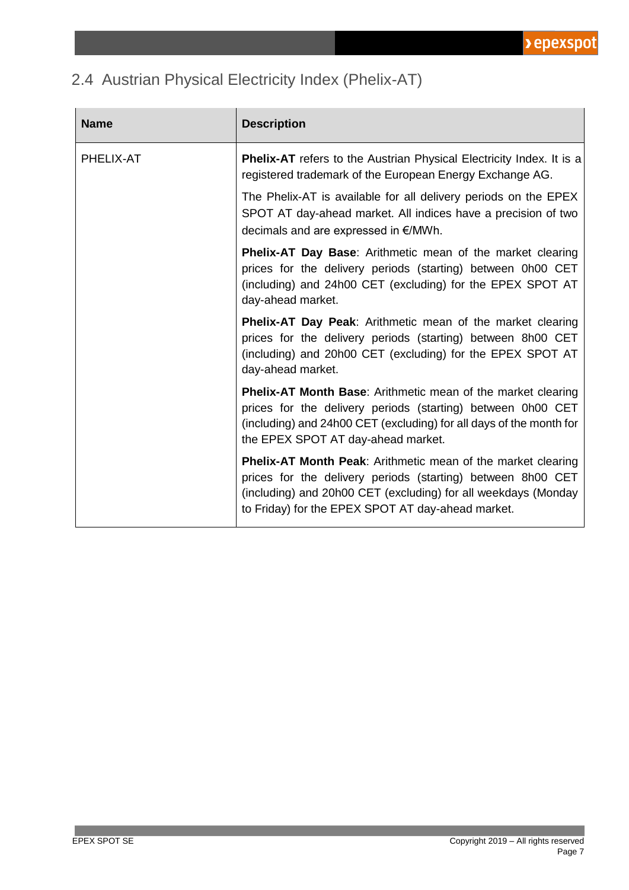## 2.4 Austrian Physical Electricity Index (Phelix-AT)

| Name | Description |
|---|---|
| PHELIX-AT | **Phelix-AT** refers to the Austrian Physical Electricity Index. It is a registered trademark of the European Energy Exchange AG.<br><br>The Phelix-AT is available for all delivery periods on the EPEX SPOT AT day-ahead market. All indices have a precision of two decimals and are expressed in €/MWh.<br><br>**Phelix-AT Day Base**: Arithmetic mean of the market clearing prices for the delivery periods (starting) between 0h00 CET (including) and 24h00 CET (excluding) for the EPEX SPOT AT day-ahead market.<br><br>**Phelix-AT Day Peak**: Arithmetic mean of the market clearing prices for the delivery periods (starting) between 8h00 CET (including) and 20h00 CET (excluding) for the EPEX SPOT AT day-ahead market.<br><br>**Phelix-AT Month Base**: Arithmetic mean of the market clearing prices for the delivery periods (starting) between 0h00 CET (including) and 24h00 CET (excluding) for all days of the month for the EPEX SPOT AT day-ahead market.<br><br>**Phelix-AT Month Peak**: Arithmetic mean of the market clearing prices for the delivery periods (starting) between 8h00 CET (including) and 20h00 CET (excluding) for all weekdays (Monday to Friday) for the EPEX SPOT AT day-ahead market. |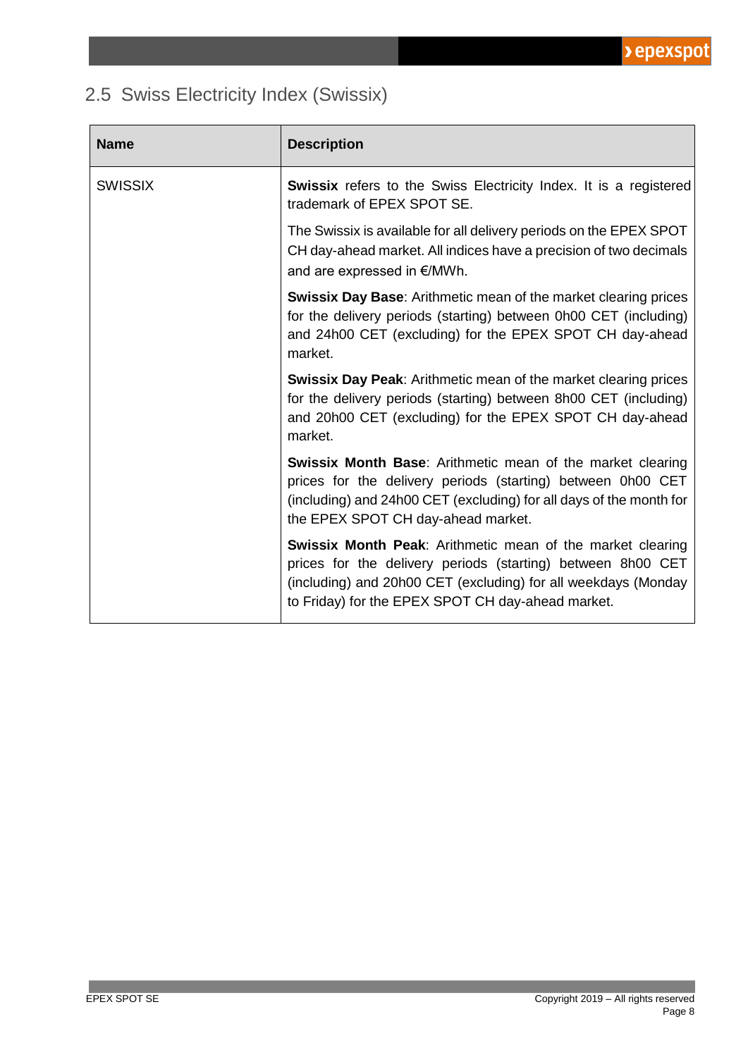## 2.5 Swiss Electricity Index (Swissix)

| Name | Description |
| --- | --- |
| SWISSIX | **Swissix** refers to the Swiss Electricity Index. It is a registered trademark of EPEX SPOT SE.<br><br>The Swissix is available for all delivery periods on the EPEX SPOT CH day-ahead market. All indices have a precision of two decimals and are expressed in €/MWh.<br><br>**Swissix Day Base**: Arithmetic mean of the market clearing prices for the delivery periods (starting) between 0h00 CET (including) and 24h00 CET (excluding) for the EPEX SPOT CH day-ahead market.<br><br>**Swissix Day Peak**: Arithmetic mean of the market clearing prices for the delivery periods (starting) between 8h00 CET (including) and 20h00 CET (excluding) for the EPEX SPOT CH day-ahead market.<br><br>**Swissix Month Base**: Arithmetic mean of the market clearing prices for the delivery periods (starting) between 0h00 CET (including) and 24h00 CET (excluding) for all days of the month for the EPEX SPOT CH day-ahead market.<br><br>**Swissix Month Peak**: Arithmetic mean of the market clearing prices for the delivery periods (starting) between 8h00 CET (including) and 20h00 CET (excluding) for all weekdays (Monday to Friday) for the EPEX SPOT CH day-ahead market. |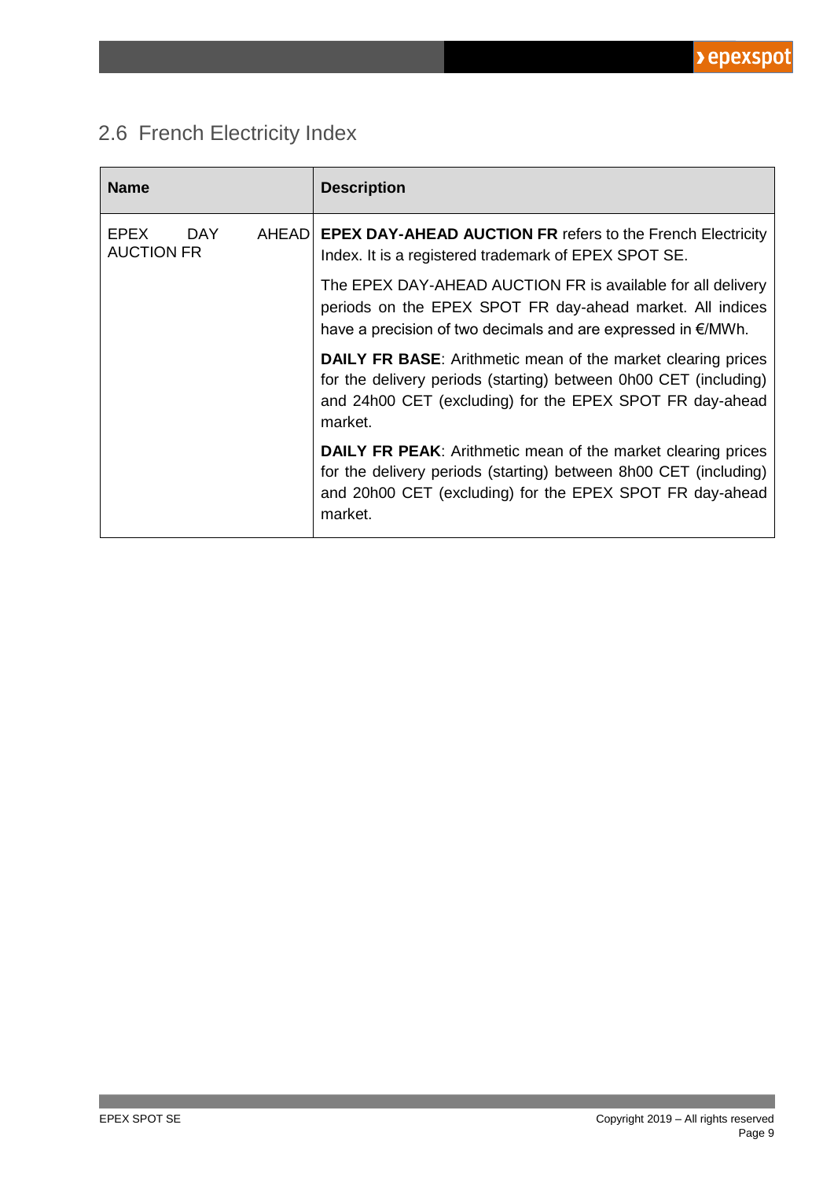## 2.6 French Electricity Index

| Name | Description |
|---|---|
| EPEX DAY AHEAD AUCTION FR | **EPEX DAY-AHEAD AUCTION FR** refers to the French Electricity Index. It is a registered trademark of EPEX SPOT SE.<br><br>The EPEX DAY-AHEAD AUCTION FR is available for all delivery periods on the EPEX SPOT FR day-ahead market. All indices have a precision of two decimals and are expressed in €/MWh.<br><br>**DAILY FR BASE**: Arithmetic mean of the market clearing prices for the delivery periods (starting) between 0h00 CET (including) and 24h00 CET (excluding) for the EPEX SPOT FR day-ahead market.<br><br>**DAILY FR PEAK**: Arithmetic mean of the market clearing prices for the delivery periods (starting) between 8h00 CET (including) and 20h00 CET (excluding) for the EPEX SPOT FR day-ahead market. |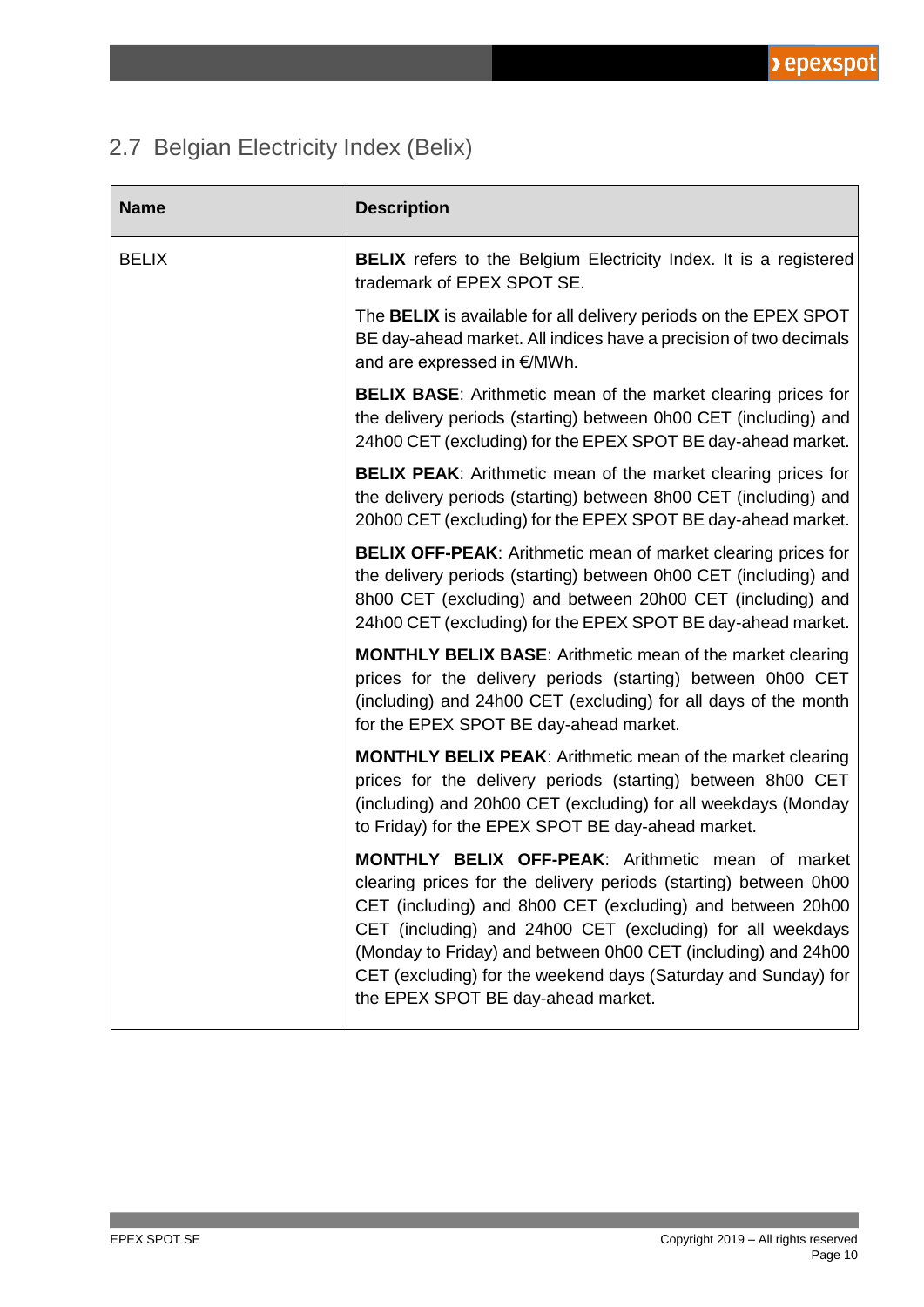## 2.7 Belgian Electricity Index (Belix)

| Name | Description |
| --- | --- |
| BELIX | **BELIX** refers to the Belgium Electricity Index. It is a registered trademark of EPEX SPOT SE.<br><br>The **BELIX** is available for all delivery periods on the EPEX SPOT BE day-ahead market. All indices have a precision of two decimals and are expressed in €/MWh.<br><br>**BELIX BASE**: Arithmetic mean of the market clearing prices for the delivery periods (starting) between 0h00 CET (including) and 24h00 CET (excluding) for the EPEX SPOT BE day-ahead market.<br><br>**BELIX PEAK**: Arithmetic mean of the market clearing prices for the delivery periods (starting) between 8h00 CET (including) and 20h00 CET (excluding) for the EPEX SPOT BE day-ahead market.<br><br>**BELIX OFF-PEAK**: Arithmetic mean of market clearing prices for the delivery periods (starting) between 0h00 CET (including) and 8h00 CET (excluding) and between 20h00 CET (including) and 24h00 CET (excluding) for the EPEX SPOT BE day-ahead market.<br><br>**MONTHLY BELIX BASE**: Arithmetic mean of the market clearing prices for the delivery periods (starting) between 0h00 CET (including) and 24h00 CET (excluding) for all days of the month for the EPEX SPOT BE day-ahead market.<br><br>**MONTHLY BELIX PEAK**: Arithmetic mean of the market clearing prices for the delivery periods (starting) between 8h00 CET (including) and 20h00 CET (excluding) for all weekdays (Monday to Friday) for the EPEX SPOT BE day-ahead market.<br><br>**MONTHLY BELIX OFF-PEAK**: Arithmetic mean of market clearing prices for the delivery periods (starting) between 0h00 CET (including) and 8h00 CET (excluding) and between 20h00 CET (including) and 24h00 CET (excluding) for all weekdays (Monday to Friday) and between 0h00 CET (including) and 24h00 CET (excluding) for the weekend days (Saturday and Sunday) for the EPEX SPOT BE day-ahead market. |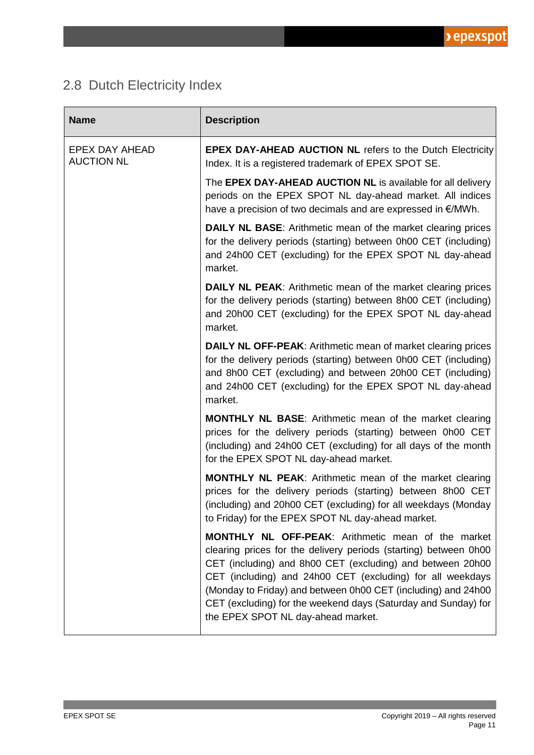## 2.8 Dutch Electricity Index

| Name | Description |
| --- | --- |
| EPEX DAY AHEAD AUCTION NL | **EPEX DAY-AHEAD AUCTION NL** refers to the Dutch Electricity Index. It is a registered trademark of EPEX SPOT SE.<br><br>The **EPEX DAY-AHEAD AUCTION NL** is available for all delivery periods on the EPEX SPOT NL day-ahead market. All indices have a precision of two decimals and are expressed in €/MWh.<br><br>**DAILY NL BASE**: Arithmetic mean of the market clearing prices for the delivery periods (starting) between 0h00 CET (including) and 24h00 CET (excluding) for the EPEX SPOT NL day-ahead market.<br><br>**DAILY NL PEAK**: Arithmetic mean of the market clearing prices for the delivery periods (starting) between 8h00 CET (including) and 20h00 CET (excluding) for the EPEX SPOT NL day-ahead market.<br><br>**DAILY NL OFF-PEAK**: Arithmetic mean of market clearing prices for the delivery periods (starting) between 0h00 CET (including) and 8h00 CET (excluding) and between 20h00 CET (including) and 24h00 CET (excluding) for the EPEX SPOT NL day-ahead market.<br><br>**MONTHLY NL BASE**: Arithmetic mean of the market clearing prices for the delivery periods (starting) between 0h00 CET (including) and 24h00 CET (excluding) for all days of the month for the EPEX SPOT NL day-ahead market.<br><br>**MONTHLY NL PEAK**: Arithmetic mean of the market clearing prices for the delivery periods (starting) between 8h00 CET (including) and 20h00 CET (excluding) for all weekdays (Monday to Friday) for the EPEX SPOT NL day-ahead market.<br><br>**MONTHLY NL OFF-PEAK**: Arithmetic mean of the market clearing prices for the delivery periods (starting) between 0h00 CET (including) and 8h00 CET (excluding) and between 20h00 CET (including) and 24h00 CET (excluding) for all weekdays (Monday to Friday) and between 0h00 CET (including) and 24h00 CET (excluding) for the weekend days (Saturday and Sunday) for the EPEX SPOT NL day-ahead market. |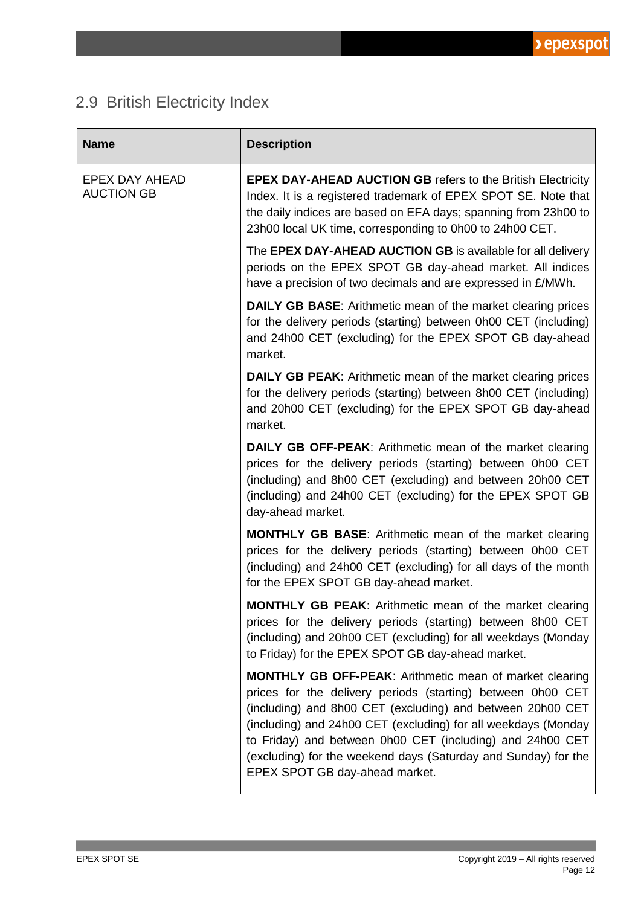## 2.9 British Electricity Index

| Name | Description |
| --- | --- |
| EPEX DAY AHEAD AUCTION GB | **EPEX DAY-AHEAD AUCTION GB** refers to the British Electricity Index. It is a registered trademark of EPEX SPOT SE. Note that the daily indices are based on EFA days; spanning from 23h00 to 23h00 local UK time, corresponding to 0h00 to 24h00 CET.<br><br>The **EPEX DAY-AHEAD AUCTION GB** is available for all delivery periods on the EPEX SPOT GB day-ahead market. All indices have a precision of two decimals and are expressed in £/MWh.<br><br>**DAILY GB BASE**: Arithmetic mean of the market clearing prices for the delivery periods (starting) between 0h00 CET (including) and 24h00 CET (excluding) for the EPEX SPOT GB day-ahead market.<br><br>**DAILY GB PEAK**: Arithmetic mean of the market clearing prices for the delivery periods (starting) between 8h00 CET (including) and 20h00 CET (excluding) for the EPEX SPOT GB day-ahead market.<br><br>**DAILY GB OFF-PEAK**: Arithmetic mean of the market clearing prices for the delivery periods (starting) between 0h00 CET (including) and 8h00 CET (excluding) and between 20h00 CET (including) and 24h00 CET (excluding) for the EPEX SPOT GB day-ahead market.<br><br>**MONTHLY GB BASE**: Arithmetic mean of the market clearing prices for the delivery periods (starting) between 0h00 CET (including) and 24h00 CET (excluding) for all days of the month for the EPEX SPOT GB day-ahead market.<br><br>**MONTHLY GB PEAK**: Arithmetic mean of the market clearing prices for the delivery periods (starting) between 8h00 CET (including) and 20h00 CET (excluding) for all weekdays (Monday to Friday) for the EPEX SPOT GB day-ahead market.<br><br>**MONTHLY GB OFF-PEAK**: Arithmetic mean of market clearing prices for the delivery periods (starting) between 0h00 CET (including) and 8h00 CET (excluding) and between 20h00 CET (including) and 24h00 CET (excluding) for all weekdays (Monday to Friday) and between 0h00 CET (including) and 24h00 CET (excluding) for the weekend days (Saturday and Sunday) for the EPEX SPOT GB day-ahead market. |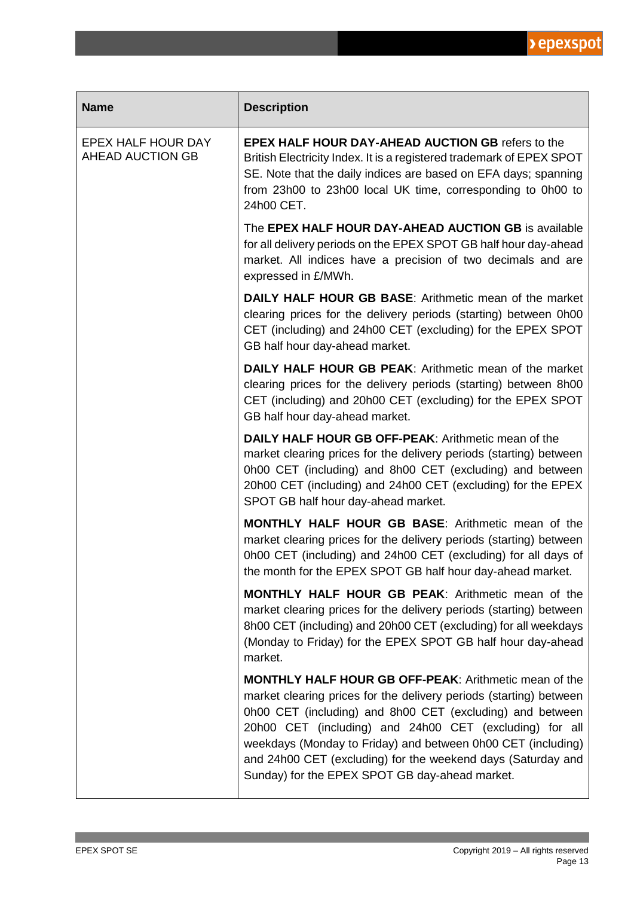| Name | Description |
| --- | --- |
| EPEX HALF HOUR DAY AHEAD AUCTION GB | **EPEX HALF HOUR DAY-AHEAD AUCTION GB** refers to the British Electricity Index. It is a registered trademark of EPEX SPOT SE. Note that the daily indices are based on EFA days; spanning from 23h00 to 23h00 local UK time, corresponding to 0h00 to 24h00 CET.<br><br>The **EPEX HALF HOUR DAY-AHEAD AUCTION GB** is available for all delivery periods on the EPEX SPOT GB half hour day-ahead market. All indices have a precision of two decimals and are expressed in £/MWh.<br><br>**DAILY HALF HOUR GB BASE**: Arithmetic mean of the market clearing prices for the delivery periods (starting) between 0h00 CET (including) and 24h00 CET (excluding) for the EPEX SPOT GB half hour day-ahead market.<br><br>**DAILY HALF HOUR GB PEAK**: Arithmetic mean of the market clearing prices for the delivery periods (starting) between 8h00 CET (including) and 20h00 CET (excluding) for the EPEX SPOT GB half hour day-ahead market.<br><br>**DAILY HALF HOUR GB OFF-PEAK**: Arithmetic mean of the market clearing prices for the delivery periods (starting) between 0h00 CET (including) and 8h00 CET (excluding) and between 20h00 CET (including) and 24h00 CET (excluding) for the EPEX SPOT GB half hour day-ahead market.<br><br>**MONTHLY HALF HOUR GB BASE**: Arithmetic mean of the market clearing prices for the delivery periods (starting) between 0h00 CET (including) and 24h00 CET (excluding) for all days of the month for the EPEX SPOT GB half hour day-ahead market.<br><br>**MONTHLY HALF HOUR GB PEAK**: Arithmetic mean of the market clearing prices for the delivery periods (starting) between 8h00 CET (including) and 20h00 CET (excluding) for all weekdays (Monday to Friday) for the EPEX SPOT GB half hour day-ahead market.<br><br>**MONTHLY HALF HOUR GB OFF-PEAK**: Arithmetic mean of the market clearing prices for the delivery periods (starting) between 0h00 CET (including) and 8h00 CET (excluding) and between 20h00 CET (including) and 24h00 CET (excluding) for all weekdays (Monday to Friday) and between 0h00 CET (including) and 24h00 CET (excluding) for the weekend days (Saturday and Sunday) for the EPEX SPOT GB day-ahead market. |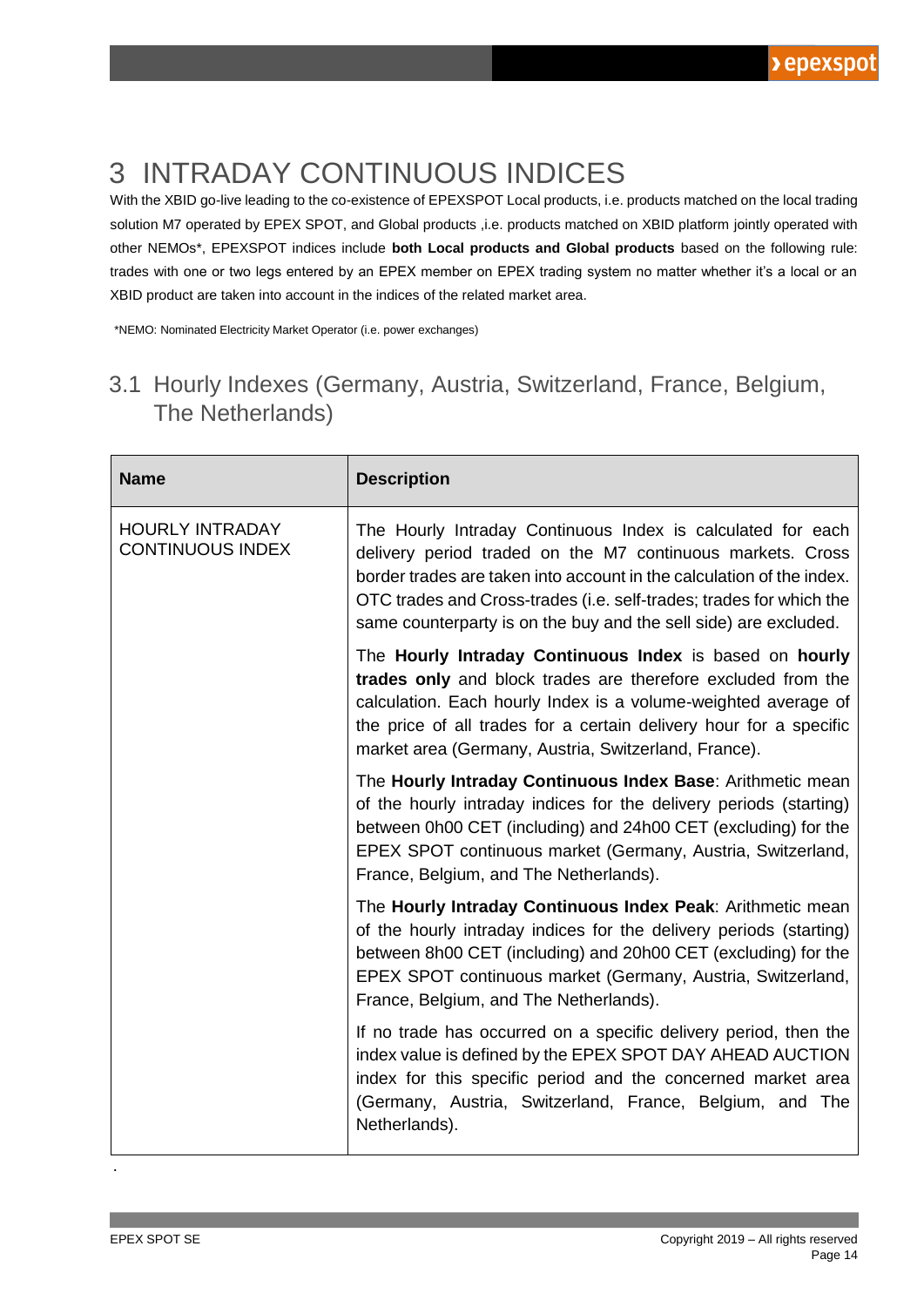# 3 INTRADAY CONTINUOUS INDICES

With the XBID go-live leading to the co-existence of EPEXSPOT Local products, i.e. products matched on the local trading solution M7 operated by EPEX SPOT, and Global products ,i.e. products matched on XBID platform jointly operated with other NEMOs*, EPEXSPOT indices include **both Local products and Global products** based on the following rule: trades with one or two legs entered by an EPEX member on EPEX trading system no matter whether it's a local or an XBID product are taken into account in the indices of the related market area.

*NEMO: Nominated Electricity Market Operator (i.e. power exchanges)

## 3.1 Hourly Indexes (Germany, Austria, Switzerland, France, Belgium, The Netherlands)

| Name | Description |
| --- | --- |
| HOURLY INTRADAY CONTINUOUS INDEX | The Hourly Intraday Continuous Index is calculated for each delivery period traded on the M7 continuous markets. Cross border trades are taken into account in the calculation of the index. OTC trades and Cross-trades (i.e. self-trades; trades for which the same counterparty is on the buy and the sell side) are excluded.<br><br>The **Hourly Intraday Continuous Index** is based on **hourly trades only** and block trades are therefore excluded from the calculation. Each hourly Index is a volume-weighted average of the price of all trades for a certain delivery hour for a specific market area (Germany, Austria, Switzerland, France).<br><br>The **Hourly Intraday Continuous Index Base**: Arithmetic mean of the hourly intraday indices for the delivery periods (starting) between 0h00 CET (including) and 24h00 CET (excluding) for the EPEX SPOT continuous market (Germany, Austria, Switzerland, France, Belgium, and The Netherlands).<br><br>The **Hourly Intraday Continuous Index Peak**: Arithmetic mean of the hourly intraday indices for the delivery periods (starting) between 8h00 CET (including) and 20h00 CET (excluding) for the EPEX SPOT continuous market (Germany, Austria, Switzerland, France, Belgium, and The Netherlands).<br><br>If no trade has occurred on a specific delivery period, then the index value is defined by the EPEX SPOT DAY AHEAD AUCTION index for this specific period and the concerned market area (Germany, Austria, Switzerland, France, Belgium, and The Netherlands). |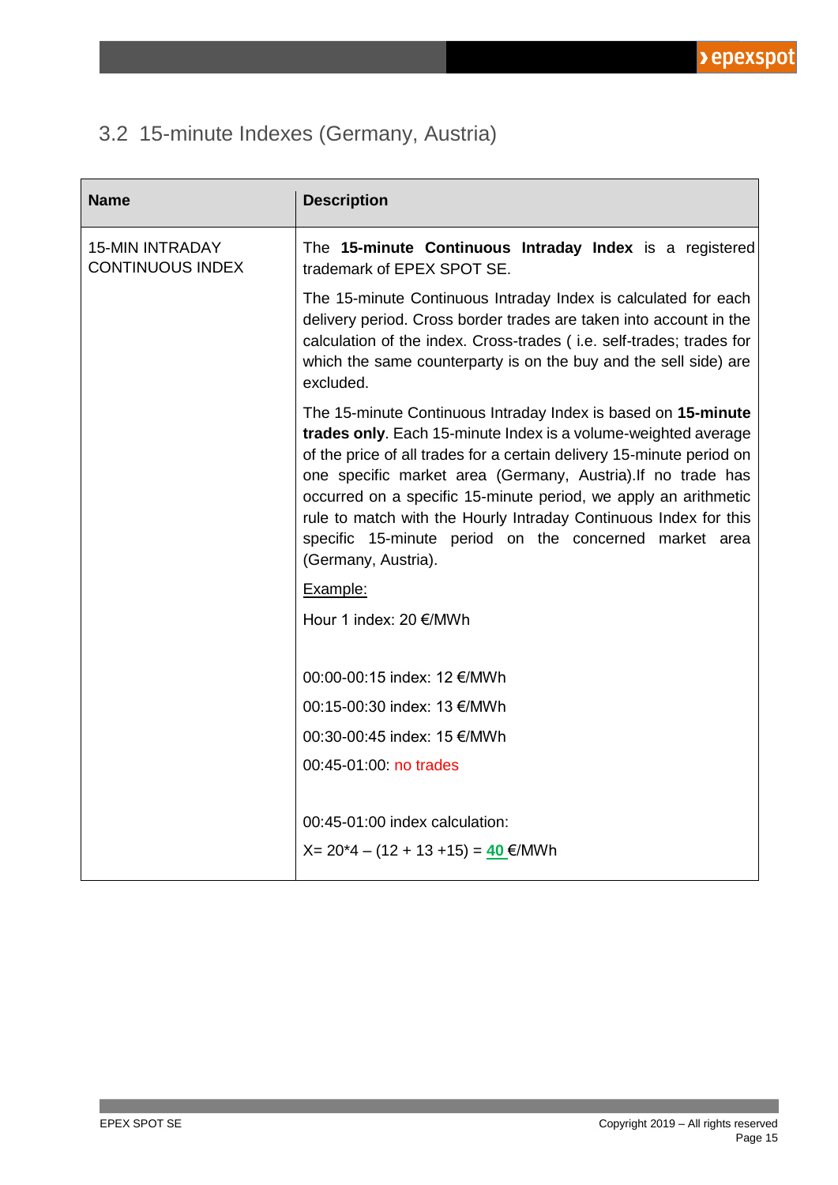## 3.2 15-minute Indexes (Germany, Austria)

| Name | Description |
|---|---|
| 15-MIN INTRADAY CONTINUOUS INDEX | The **15-minute Continuous Intraday Index** is a registered trademark of EPEX SPOT SE.<br><br>The 15-minute Continuous Intraday Index is calculated for each delivery period. Cross border trades are taken into account in the calculation of the index. Cross-trades ( i.e. self-trades; trades for which the same counterparty is on the buy and the sell side) are excluded.<br><br>The 15-minute Continuous Intraday Index is based on **15-minute trades only**. Each 15-minute Index is a volume-weighted average of the price of all trades for a certain delivery 15-minute period on one specific market area (Germany, Austria).If no trade has occurred on a specific 15-minute period, we apply an arithmetic rule to match with the Hourly Intraday Continuous Index for this specific 15-minute period on the concerned market area (Germany, Austria).<br><br>Example:<br><br>Hour 1 index: 20 €/MWh<br><br>00:00-00:15 index: 12 €/MWh<br>00:15-00:30 index: 13 €/MWh<br>00:30-00:45 index: 15 €/MWh<br>00:45-01:00: no trades<br><br>00:45-01:00 index calculation:<br>X= 20*4 – (12 + 13 +15) = **40** €/MWh |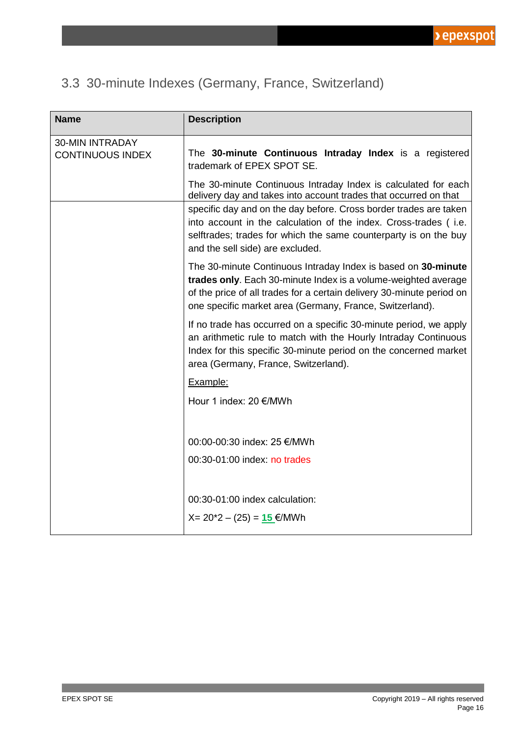## 3.3 30-minute Indexes (Germany, France, Switzerland)

| Name | Description |
|---|---|
| 30-MIN INTRADAY CONTINUOUS INDEX | The **30-minute Continuous Intraday Index** is a registered trademark of EPEX SPOT SE.<br><br>The 30-minute Continuous Intraday Index is calculated for each delivery day and takes into account trades that occurred on that specific day and on the day before. Cross border trades are taken into account in the calculation of the index. Cross-trades ( i.e. selftrades; trades for which the same counterparty is on the buy and the sell side) are excluded.<br><br>The 30-minute Continuous Intraday Index is based on **30-minute trades only**. Each 30-minute Index is a volume-weighted average of the price of all trades for a certain delivery 30-minute period on one specific market area (Germany, France, Switzerland).<br><br>If no trade has occurred on a specific 30-minute period, we apply an arithmetic rule to match with the Hourly Intraday Continuous Index for this specific 30-minute period on the concerned market area (Germany, France, Switzerland).<br><br>Example:<br><br>Hour 1 index: 20 €/MWh<br><br>00:00-00:30 index: 25 €/MWh<br><br>00:30-01:00 index: no trades<br><br>00:30-01:00 index calculation:<br><br>X= 20*2 – (25) = **15** €/MWh |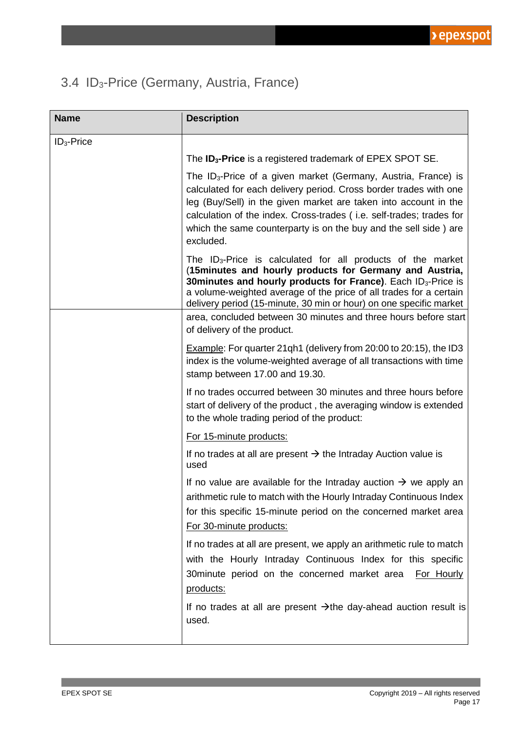## 3.4 $ID_3$-Price (Germany, Austria, France)

| Name | Description |
|---|---|
| $ID_3$-Price | The **$ID_3$-Price** is a registered trademark of EPEX SPOT SE.<br><br>The $ID_3$-Price of a given market (Germany, Austria, France) is calculated for each delivery period. Cross border trades with one leg (Buy/Sell) in the given market are taken into account in the calculation of the index. Cross-trades ( i.e. self-trades; trades for which the same counterparty is on the buy and the sell side ) are excluded.<br><br>The $ID_3$-Price is calculated for all products of the market (**15minutes and hourly products for Germany and Austria, 30minutes and hourly products for France)**. Each $ID_3$-Price is a volume-weighted average of the price of all trades for a certain delivery period (15-minute, 30 min or hour) on one specific market area, concluded between 30 minutes and three hours before start of delivery of the product.<br><br>Example: For quarter 21qh1 (delivery from 20:00 to 20:15), the ID3 index is the volume-weighted average of all transactions with time stamp between 17.00 and 19.30.<br><br>If no trades occurred between 30 minutes and three hours before start of delivery of the product , the averaging window is extended to the whole trading period of the product:<br><br>For 15-minute products:<br><br>If no trades at all are present → the Intraday Auction value is used<br><br>If no value are available for the Intraday auction → we apply an arithmetic rule to match with the Hourly Intraday Continuous Index for this specific 15-minute period on the concerned market area<br><br>For 30-minute products:<br><br>If no trades at all are present, we apply an arithmetic rule to match with the Hourly Intraday Continuous Index for this specific 30minute period on the concerned market area<br><br>For Hourly products:<br><br>If no trades at all are present →the day-ahead auction result is used. |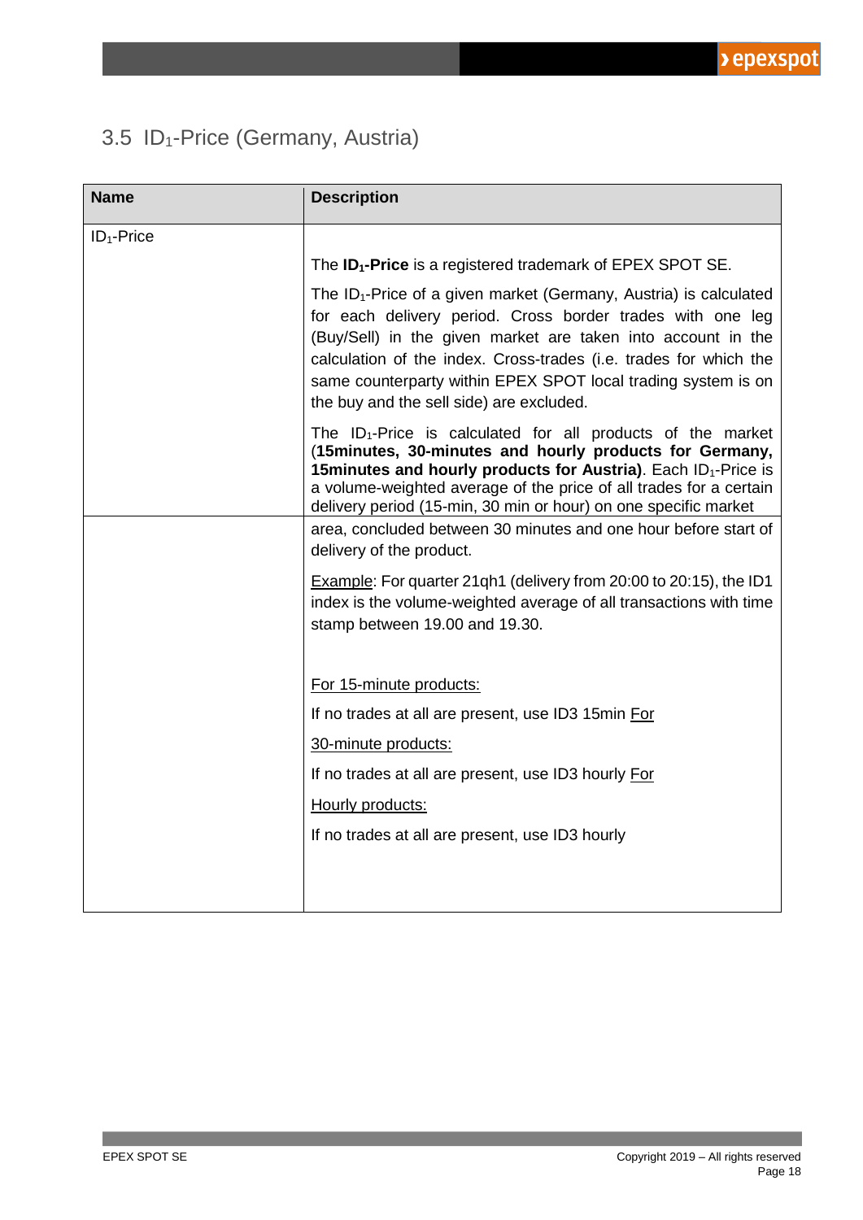## 3.5 $ID_1$-Price (Germany, Austria)

| Name | Description |
|---|---|
| $ID_1$-Price | The **$ID_1$-Price** is a registered trademark of EPEX SPOT SE.<br><br>The $ID_1$-Price of a given market (Germany, Austria) is calculated for each delivery period. Cross border trades with one leg (Buy/Sell) in the given market are taken into account in the calculation of the index. Cross-trades (i.e. trades for which the same counterparty within EPEX SPOT local trading system is on the buy and the sell side) are excluded.<br><br>The $ID_1$-Price is calculated for all products of the market (**15minutes, 30-minutes and hourly products for Germany, 15minutes and hourly products for Austria)**. Each $ID_1$-Price is a volume-weighted average of the price of all trades for a certain delivery period (15-min, 30 min or hour) on one specific market area, concluded between 30 minutes and one hour before start of delivery of the product.<br><br>Example: For quarter 21qh1 (delivery from 20:00 to 20:15), the ID1 index is the volume-weighted average of all transactions with time stamp between 19.00 and 19.30.<br><br>For 15-minute products:<br><br>If no trades at all are present, use ID3 15min For<br><br>30-minute products:<br><br>If no trades at all are present, use ID3 hourly For<br><br>Hourly products:<br><br>If no trades at all are present, use ID3 hourly |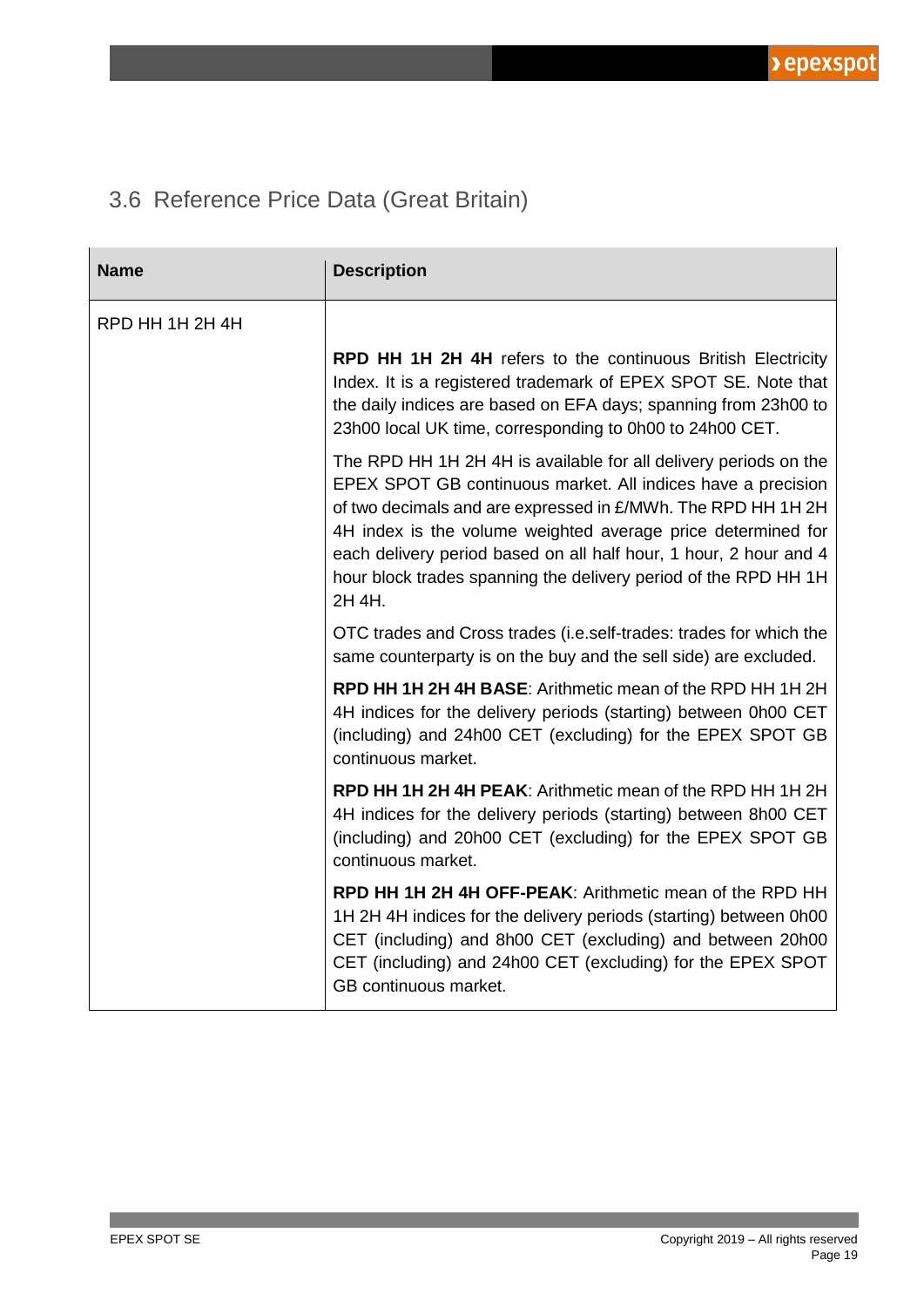## 3.6 Reference Price Data (Great Britain)

| Name | Description |
| --- | --- |
| RPD HH 1H 2H 4H | **RPD HH 1H 2H 4H** refers to the continuous British Electricity Index. It is a registered trademark of EPEX SPOT SE. Note that the daily indices are based on EFA days; spanning from 23h00 to 23h00 local UK time, corresponding to 0h00 to 24h00 CET.<br><br>The RPD HH 1H 2H 4H is available for all delivery periods on the EPEX SPOT GB continuous market. All indices have a precision of two decimals and are expressed in £/MWh. The RPD HH 1H 2H 4H index is the volume weighted average price determined for each delivery period based on all half hour, 1 hour, 2 hour and 4 hour block trades spanning the delivery period of the RPD HH 1H 2H 4H.<br><br>OTC trades and Cross trades (i.e.self-trades: trades for which the same counterparty is on the buy and the sell side) are excluded.<br><br>**RPD HH 1H 2H 4H BASE**: Arithmetic mean of the RPD HH 1H 2H 4H indices for the delivery periods (starting) between 0h00 CET (including) and 24h00 CET (excluding) for the EPEX SPOT GB continuous market.<br><br>**RPD HH 1H 2H 4H PEAK**: Arithmetic mean of the RPD HH 1H 2H 4H indices for the delivery periods (starting) between 8h00 CET (including) and 20h00 CET (excluding) for the EPEX SPOT GB continuous market.<br><br>**RPD HH 1H 2H 4H OFF-PEAK**: Arithmetic mean of the RPD HH 1H 2H 4H indices for the delivery periods (starting) between 0h00 CET (including) and 8h00 CET (excluding) and between 20h00 CET (including) and 24h00 CET (excluding) for the EPEX SPOT GB continuous market. |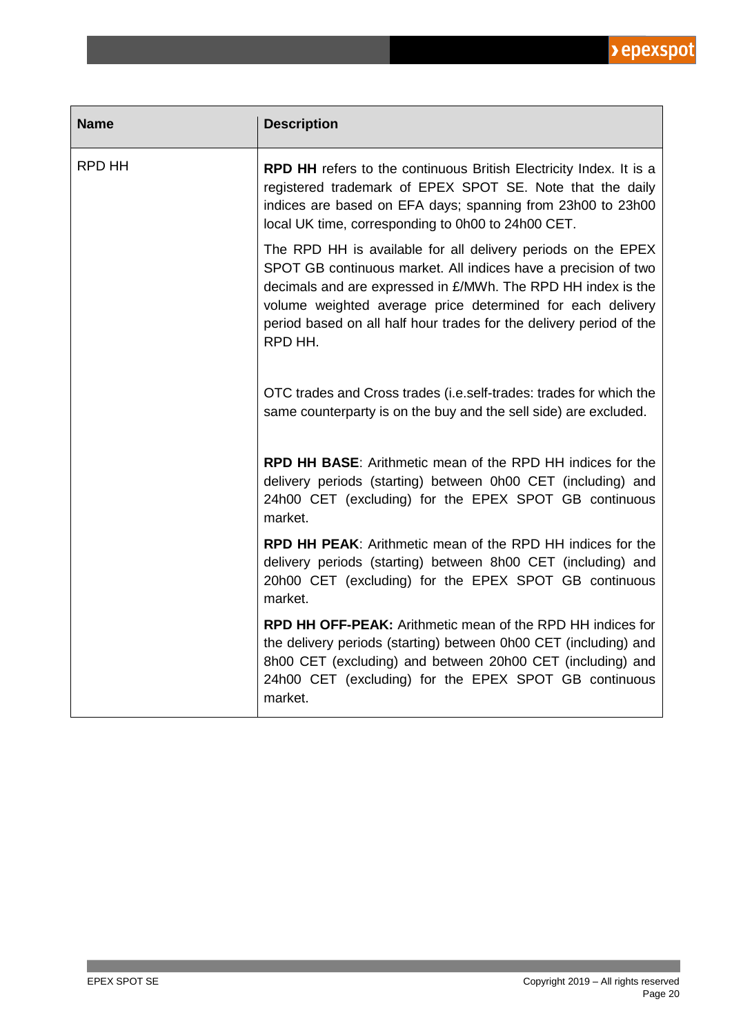| Name | Description |
|---|---|
| RPD HH | **RPD HH** refers to the continuous British Electricity Index. It is a registered trademark of EPEX SPOT SE. Note that the daily indices are based on EFA days; spanning from 23h00 to 23h00 local UK time, corresponding to 0h00 to 24h00 CET.<br><br>The RPD HH is available for all delivery periods on the EPEX SPOT GB continuous market. All indices have a precision of two decimals and are expressed in £/MWh. The RPD HH index is the volume weighted average price determined for each delivery period based on all half hour trades for the delivery period of the RPD HH.<br><br>OTC trades and Cross trades (i.e.self-trades: trades for which the same counterparty is on the buy and the sell side) are excluded.<br><br>**RPD HH BASE**: Arithmetic mean of the RPD HH indices for the delivery periods (starting) between 0h00 CET (including) and 24h00 CET (excluding) for the EPEX SPOT GB continuous market.<br><br>**RPD HH PEAK**: Arithmetic mean of the RPD HH indices for the delivery periods (starting) between 8h00 CET (including) and 20h00 CET (excluding) for the EPEX SPOT GB continuous market.<br><br>**RPD HH OFF-PEAK:** Arithmetic mean of the RPD HH indices for the delivery periods (starting) between 0h00 CET (including) and 8h00 CET (excluding) and between 20h00 CET (including) and 24h00 CET (excluding) for the EPEX SPOT GB continuous market. |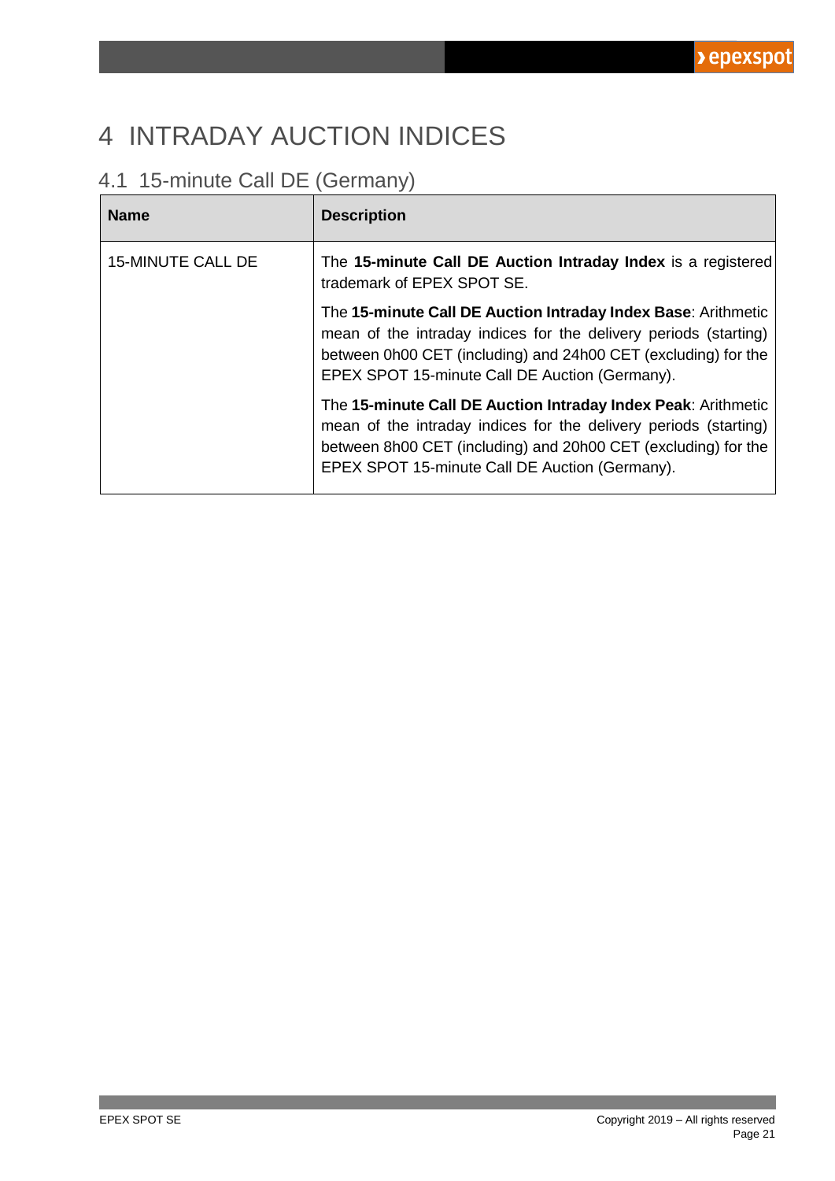# 4 INTRADAY AUCTION INDICES

## 4.1 15-minute Call DE (Germany)

| Name | Description |
|---|---|
| 15-MINUTE CALL DE | The **15-minute Call DE Auction Intraday Index** is a registered trademark of EPEX SPOT SE.<br><br>The **15-minute Call DE Auction Intraday Index Base**: Arithmetic mean of the intraday indices for the delivery periods (starting) between 0h00 CET (including) and 24h00 CET (excluding) for the EPEX SPOT 15-minute Call DE Auction (Germany).<br><br>The **15-minute Call DE Auction Intraday Index Peak**: Arithmetic mean of the intraday indices for the delivery periods (starting) between 8h00 CET (including) and 20h00 CET (excluding) for the EPEX SPOT 15-minute Call DE Auction (Germany). |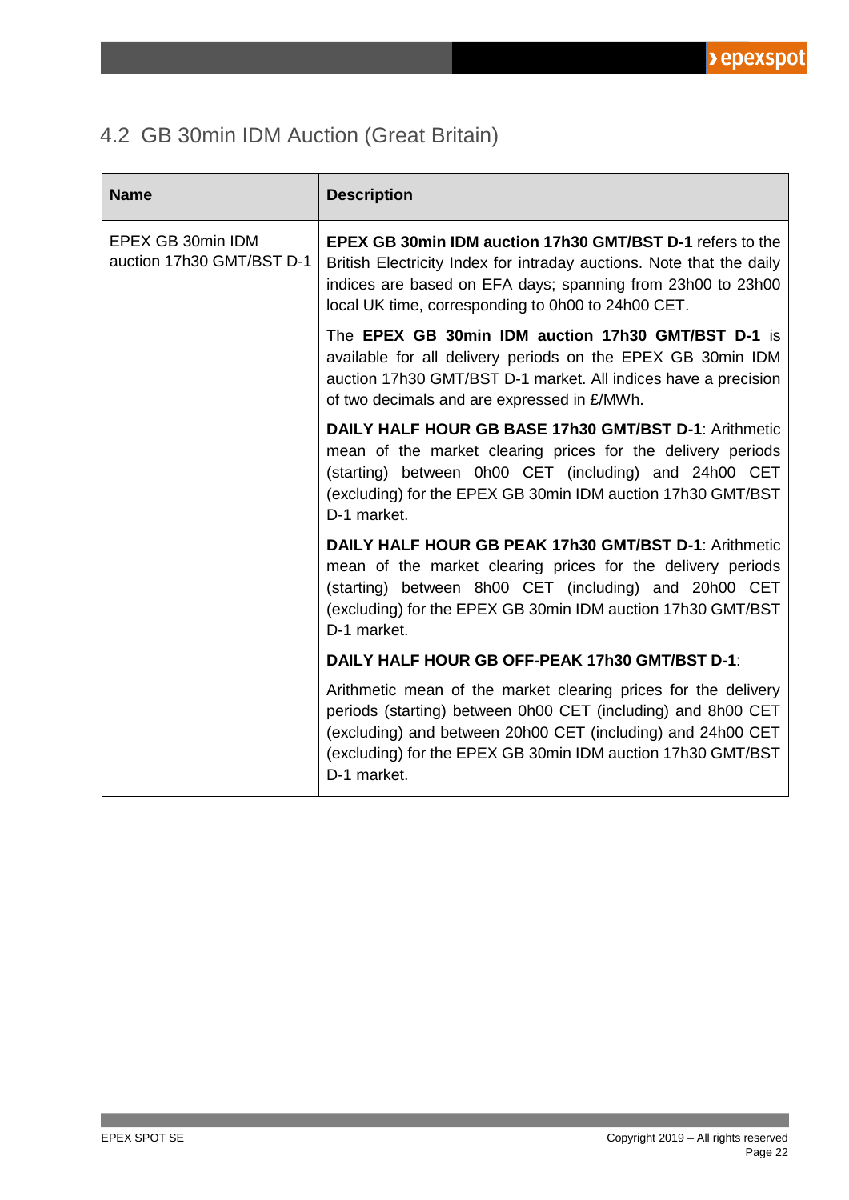## 4.2 GB 30min IDM Auction (Great Britain)

| Name | Description |
|---|---|
| EPEX GB 30min IDM auction 17h30 GMT/BST D-1 | **EPEX GB 30min IDM auction 17h30 GMT/BST D-1** refers to the British Electricity Index for intraday auctions. Note that the daily indices are based on EFA days; spanning from 23h00 to 23h00 local UK time, corresponding to 0h00 to 24h00 CET.<br><br>The **EPEX GB 30min IDM auction 17h30 GMT/BST D-1** is available for all delivery periods on the EPEX GB 30min IDM auction 17h30 GMT/BST D-1 market. All indices have a precision of two decimals and are expressed in £/MWh.<br><br>**DAILY HALF HOUR GB BASE 17h30 GMT/BST D-1**: Arithmetic mean of the market clearing prices for the delivery periods (starting) between 0h00 CET (including) and 24h00 CET (excluding) for the EPEX GB 30min IDM auction 17h30 GMT/BST D-1 market.<br><br>**DAILY HALF HOUR GB PEAK 17h30 GMT/BST D-1**: Arithmetic mean of the market clearing prices for the delivery periods (starting) between 8h00 CET (including) and 20h00 CET (excluding) for the EPEX GB 30min IDM auction 17h30 GMT/BST D-1 market.<br><br>**DAILY HALF HOUR GB OFF-PEAK 17h30 GMT/BST D-1**:<br><br>Arithmetic mean of the market clearing prices for the delivery periods (starting) between 0h00 CET (including) and 8h00 CET (excluding) and between 20h00 CET (including) and 24h00 CET (excluding) for the EPEX GB 30min IDM auction 17h30 GMT/BST D-1 market. |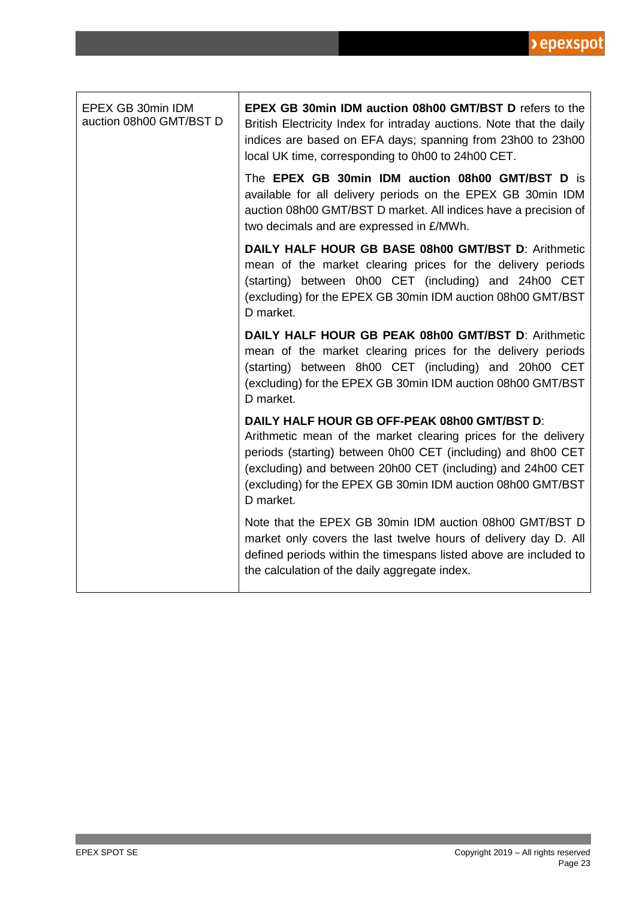| | |
|---|---|
| EPEX GB 30min IDM auction 08h00 GMT/BST D | **EPEX GB 30min IDM auction 08h00 GMT/BST D** refers to the British Electricity Index for intraday auctions. Note that the daily indices are based on EFA days; spanning from 23h00 to 23h00 local UK time, corresponding to 0h00 to 24h00 CET.<br><br>The **EPEX GB 30min IDM auction 08h00 GMT/BST D** is available for all delivery periods on the EPEX GB 30min IDM auction 08h00 GMT/BST D market. All indices have a precision of two decimals and are expressed in £/MWh.<br><br>**DAILY HALF HOUR GB BASE 08h00 GMT/BST D**: Arithmetic mean of the market clearing prices for the delivery periods (starting) between 0h00 CET (including) and 24h00 CET (excluding) for the EPEX GB 30min IDM auction 08h00 GMT/BST D market.<br><br>**DAILY HALF HOUR GB PEAK 08h00 GMT/BST D**: Arithmetic mean of the market clearing prices for the delivery periods (starting) between 8h00 CET (including) and 20h00 CET (excluding) for the EPEX GB 30min IDM auction 08h00 GMT/BST D market.<br><br>**DAILY HALF HOUR GB OFF-PEAK 08h00 GMT/BST D**: Arithmetic mean of the market clearing prices for the delivery periods (starting) between 0h00 CET (including) and 8h00 CET (excluding) and between 20h00 CET (including) and 24h00 CET (excluding) for the EPEX GB 30min IDM auction 08h00 GMT/BST D market.<br><br>Note that the EPEX GB 30min IDM auction 08h00 GMT/BST D market only covers the last twelve hours of delivery day D. All defined periods within the timespans listed above are included to the calculation of the daily aggregate index. |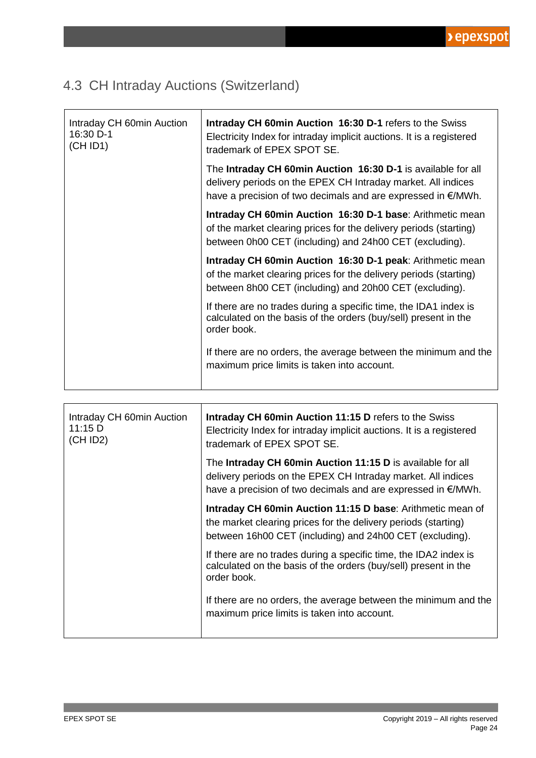## 4.3 CH Intraday Auctions (Switzerland)

| | |
|---|---|
| Intraday CH 60min Auction 16:30 D-1 (CH ID1) | **Intraday CH 60min Auction 16:30 D-1** refers to the Swiss Electricity Index for intraday implicit auctions. It is a registered trademark of EPEX SPOT SE.<br><br>The **Intraday CH 60min Auction 16:30 D-1** is available for all delivery periods on the EPEX CH Intraday market. All indices have a precision of two decimals and are expressed in €/MWh.<br><br>**Intraday CH 60min Auction 16:30 D-1 base**: Arithmetic mean of the market clearing prices for the delivery periods (starting) between 0h00 CET (including) and 24h00 CET (excluding).<br><br>**Intraday CH 60min Auction 16:30 D-1 peak**: Arithmetic mean of the market clearing prices for the delivery periods (starting) between 8h00 CET (including) and 20h00 CET (excluding).<br><br>If there are no trades during a specific time, the IDA1 index is calculated on the basis of the orders (buy/sell) present in the order book.<br><br>If there are no orders, the average between the minimum and the maximum price limits is taken into account. |

| | |
|---|---|
| Intraday CH 60min Auction 11:15 D (CH ID2) | **Intraday CH 60min Auction 11:15 D** refers to the Swiss Electricity Index for intraday implicit auctions. It is a registered trademark of EPEX SPOT SE.<br><br>The **Intraday CH 60min Auction 11:15 D** is available for all delivery periods on the EPEX CH Intraday market. All indices have a precision of two decimals and are expressed in €/MWh.<br><br>**Intraday CH 60min Auction 11:15 D base**: Arithmetic mean of the market clearing prices for the delivery periods (starting) between 16h00 CET (including) and 24h00 CET (excluding).<br><br>If there are no trades during a specific time, the IDA2 index is calculated on the basis of the orders (buy/sell) present in the order book.<br><br>If there are no orders, the average between the minimum and the maximum price limits is taken into account. |